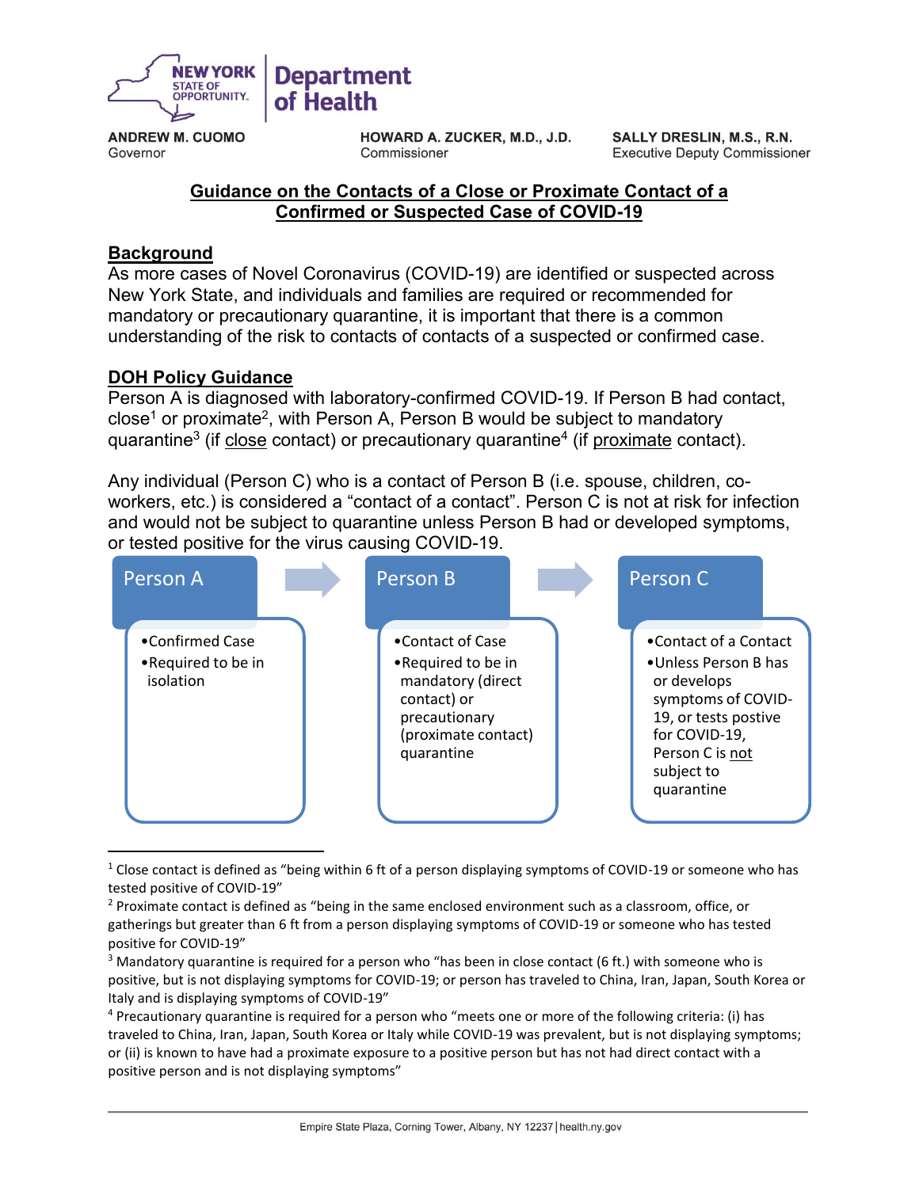NEW YORK STATE OF OPPORTUNITY. | Department of Health

**ANDREW M. CUOMO**
Governor

**HOWARD A. ZUCKER, M.D., J.D.**
Commissioner

**SALLY DRESLIN, M.S., R.N.**
Executive Deputy Commissioner

# Guidance on the Contacts of a Close or Proximate Contact of a Confirmed or Suspected Case of COVID-19

## Background

As more cases of Novel Coronavirus (COVID-19) are identified or suspected across New York State, and individuals and families are required or recommended for mandatory or precautionary quarantine, it is important that there is a common understanding of the risk to contacts of contacts of a suspected or confirmed case.

## DOH Policy Guidance

Person A is diagnosed with laboratory-confirmed COVID-19. If Person B had contact, close[1] or proximate[2], with Person A, Person B would be subject to mandatory quarantine[3] (if close contact) or precautionary quarantine[4] (if proximate contact).

Any individual (Person C) who is a contact of Person B (i.e. spouse, children, co-workers, etc.) is considered a "contact of a contact". Person C is not at risk for infection and would not be subject to quarantine unless Person B had or developed symptoms, or tested positive for the virus causing COVID-19.

| Person A | Person B | Person C |
| --- | --- | --- |
| • Confirmed Case<br>• Required to be in isolation | • Contact of Case<br>• Required to be in mandatory (direct contact) or precautionary (proximate contact) quarantine | • Contact of a Contact<br>• Unless Person B has or develops symptoms of COVID-19, or tests postive for COVID-19, Person C is not subject to quarantine |

---

[1] Close contact is defined as "being within 6 ft of a person displaying symptoms of COVID-19 or someone who has tested positive of COVID-19"

[2] Proximate contact is defined as "being in the same enclosed environment such as a classroom, office, or gatherings but greater than 6 ft from a person displaying symptoms of COVID-19 or someone who has tested positive for COVID-19"

[3] Mandatory quarantine is required for a person who "has been in close contact (6 ft.) with someone who is positive, but is not displaying symptoms for COVID-19; or person has traveled to China, Iran, Japan, South Korea or Italy and is displaying symptoms of COVID-19"

[4] Precautionary quarantine is required for a person who "meets one or more of the following criteria: (i) has traveled to China, Iran, Japan, South Korea or Italy while COVID-19 was prevalent, but is not displaying symptoms; or (ii) is known to have had a proximate exposure to a positive person but has not had direct contact with a positive person and is not displaying symptoms"

Empire State Plaza, Corning Tower, Albany, NY 12237 | health.ny.gov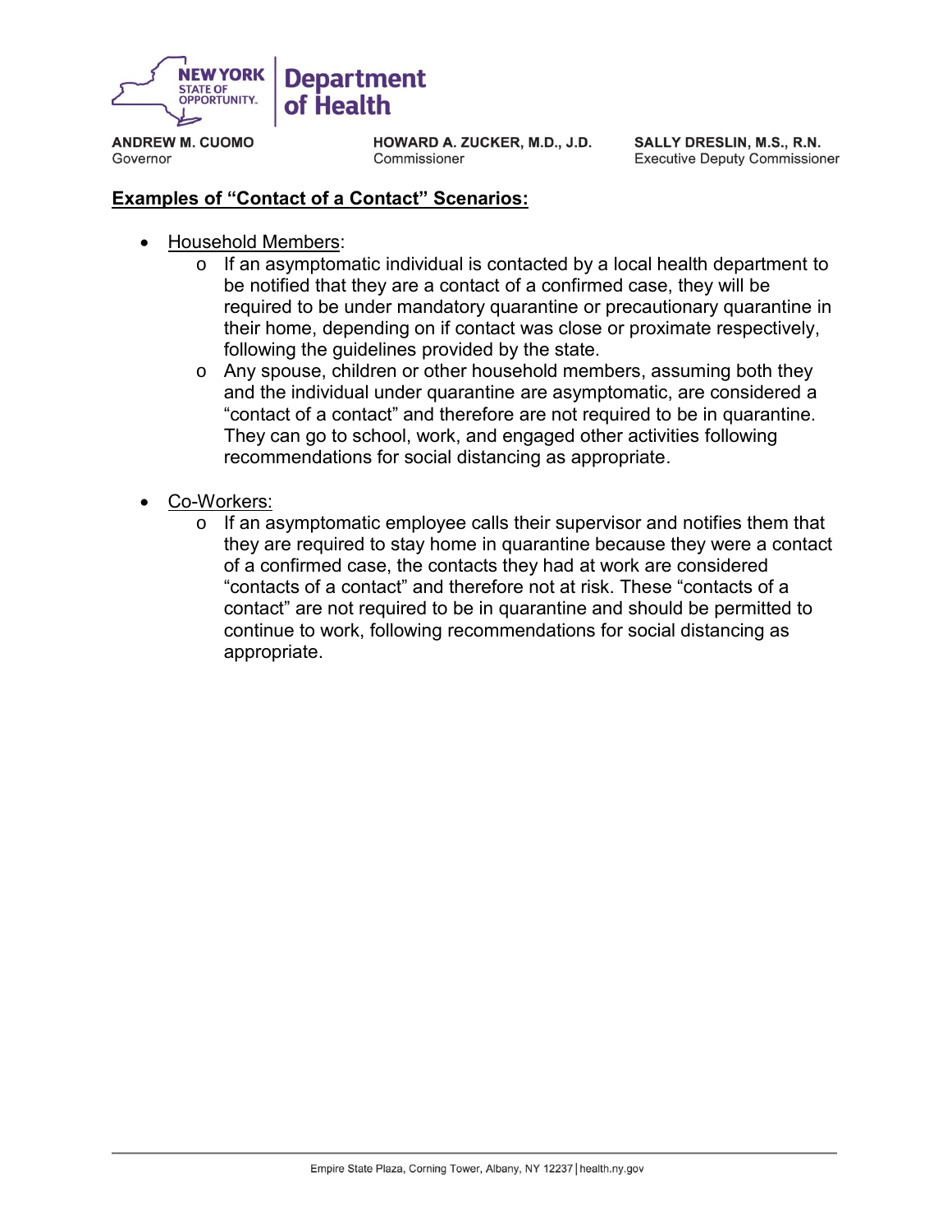NEW YORK STATE OF OPPORTUNITY. | Department of Health

**ANDREW M. CUOMO**
Governor

**HOWARD A. ZUCKER, M.D., J.D.**
Commissioner

**SALLY DRESLIN, M.S., R.N.**
Executive Deputy Commissioner

## **Examples of "Contact of a Contact" Scenarios:**

- Household Members:
  - If an asymptomatic individual is contacted by a local health department to be notified that they are a contact of a confirmed case, they will be required to be under mandatory quarantine or precautionary quarantine in their home, depending on if contact was close or proximate respectively, following the guidelines provided by the state.
  - Any spouse, children or other household members, assuming both they and the individual under quarantine are asymptomatic, are considered a "contact of a contact" and therefore are not required to be in quarantine. They can go to school, work, and engaged other activities following recommendations for social distancing as appropriate.

- Co-Workers:
  - If an asymptomatic employee calls their supervisor and notifies them that they are required to stay home in quarantine because they were a contact of a confirmed case, the contacts they had at work are considered "contacts of a contact" and therefore not at risk. These "contacts of a contact" are not required to be in quarantine and should be permitted to continue to work, following recommendations for social distancing as appropriate.

Empire State Plaza, Corning Tower, Albany, NY 12237 | health.ny.gov